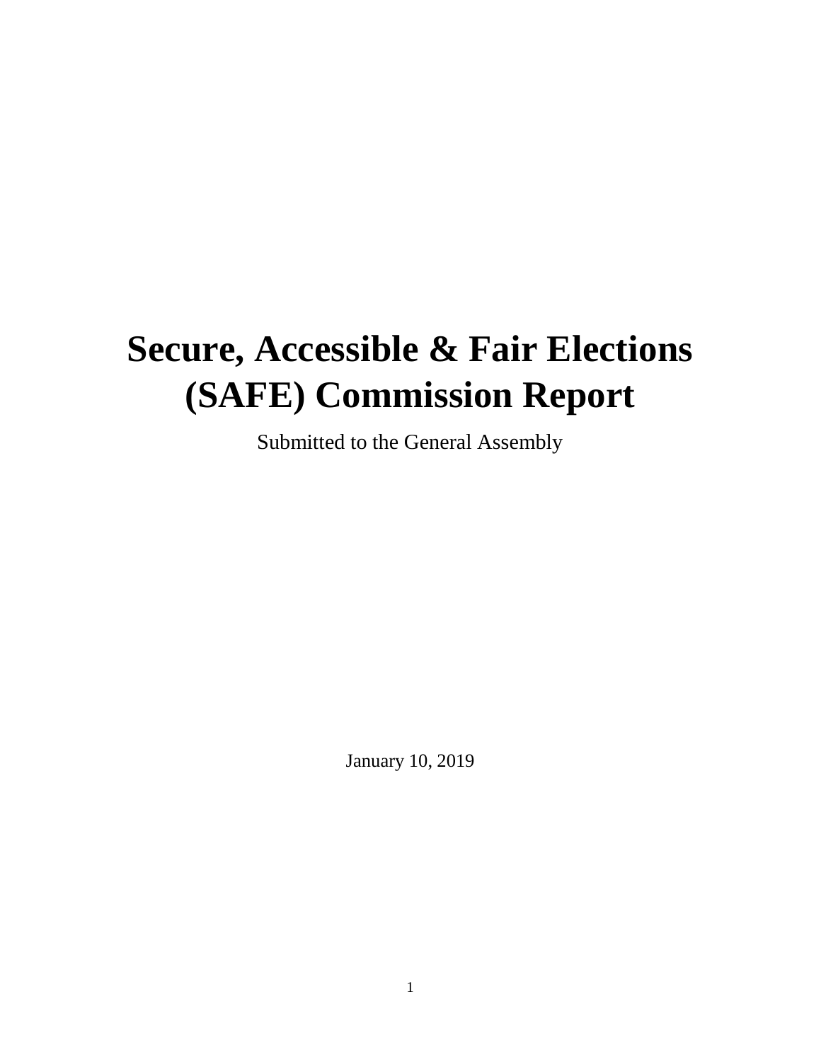# Secure, Accessible & Fair Elections (SAFE) Commission Report

Submitted to the General Assembly

January 10, 2019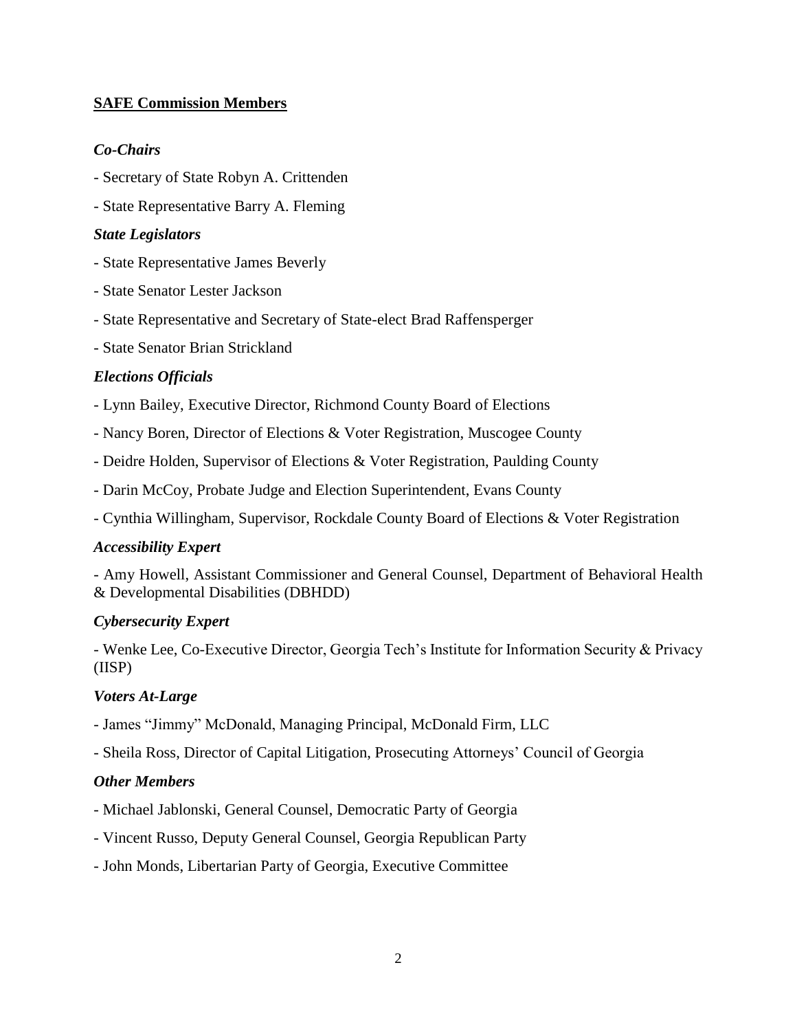## **SAFE Commission Members**

### *Co-Chairs*

- Secretary of State Robyn A. Crittenden
- State Representative Barry A. Fleming

### *State Legislators*

- State Representative James Beverly
- State Senator Lester Jackson
- State Representative and Secretary of State-elect Brad Raffensperger
- State Senator Brian Strickland

### *Elections Officials*

- Lynn Bailey, Executive Director, Richmond County Board of Elections
- Nancy Boren, Director of Elections & Voter Registration, Muscogee County
- Deidre Holden, Supervisor of Elections & Voter Registration, Paulding County
- Darin McCoy, Probate Judge and Election Superintendent, Evans County
- Cynthia Willingham, Supervisor, Rockdale County Board of Elections & Voter Registration

### *Accessibility Expert*

- Amy Howell, Assistant Commissioner and General Counsel, Department of Behavioral Health & Developmental Disabilities (DBHDD)

### *Cybersecurity Expert*

- Wenke Lee, Co-Executive Director, Georgia Tech's Institute for Information Security & Privacy (IISP)

### *Voters At-Large*

- James "Jimmy" McDonald, Managing Principal, McDonald Firm, LLC
- Sheila Ross, Director of Capital Litigation, Prosecuting Attorneys' Council of Georgia

### *Other Members*

- Michael Jablonski, General Counsel, Democratic Party of Georgia
- Vincent Russo, Deputy General Counsel, Georgia Republican Party
- John Monds, Libertarian Party of Georgia, Executive Committee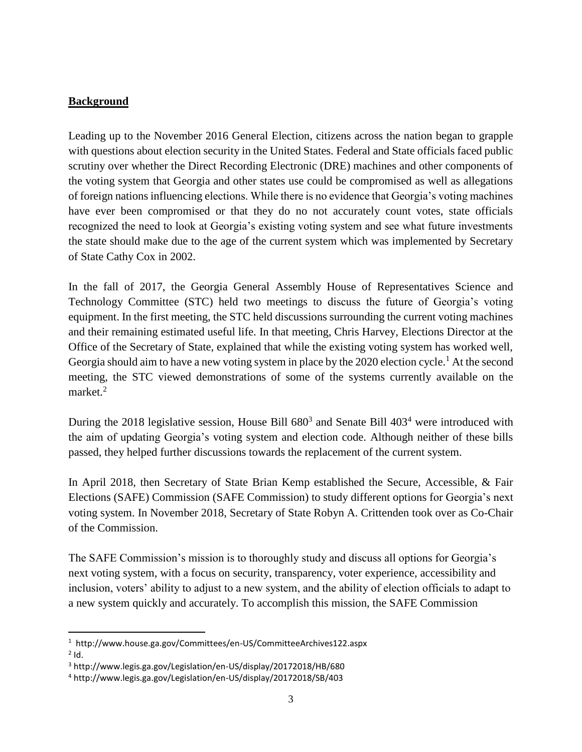**Background**

Leading up to the November 2016 General Election, citizens across the nation began to grapple with questions about election security in the United States. Federal and State officials faced public scrutiny over whether the Direct Recording Electronic (DRE) machines and other components of the voting system that Georgia and other states use could be compromised as well as allegations of foreign nations influencing elections. While there is no evidence that Georgia's voting machines have ever been compromised or that they do no not accurately count votes, state officials recognized the need to look at Georgia's existing voting system and see what future investments the state should make due to the age of the current system which was implemented by Secretary of State Cathy Cox in 2002.

In the fall of 2017, the Georgia General Assembly House of Representatives Science and Technology Committee (STC) held two meetings to discuss the future of Georgia's voting equipment. In the first meeting, the STC held discussions surrounding the current voting machines and their remaining estimated useful life. In that meeting, Chris Harvey, Elections Director at the Office of the Secretary of State, explained that while the existing voting system has worked well, Georgia should aim to have a new voting system in place by the 2020 election cycle.[1] At the second meeting, the STC viewed demonstrations of some of the systems currently available on the market.[2]

During the 2018 legislative session, House Bill 680[3] and Senate Bill 403[4] were introduced with the aim of updating Georgia's voting system and election code. Although neither of these bills passed, they helped further discussions towards the replacement of the current system.

In April 2018, then Secretary of State Brian Kemp established the Secure, Accessible, & Fair Elections (SAFE) Commission (SAFE Commission) to study different options for Georgia's next voting system. In November 2018, Secretary of State Robyn A. Crittenden took over as Co-Chair of the Commission.

The SAFE Commission's mission is to thoroughly study and discuss all options for Georgia's next voting system, with a focus on security, transparency, voter experience, accessibility and inclusion, voters' ability to adjust to a new system, and the ability of election officials to adapt to a new system quickly and accurately. To accomplish this mission, the SAFE Commission

---

[1] http://www.house.ga.gov/Committees/en-US/CommitteeArchives122.aspx

[2] Id.

[3] http://www.legis.ga.gov/Legislation/en-US/display/20172018/HB/680

[4] http://www.legis.ga.gov/Legislation/en-US/display/20172018/SB/403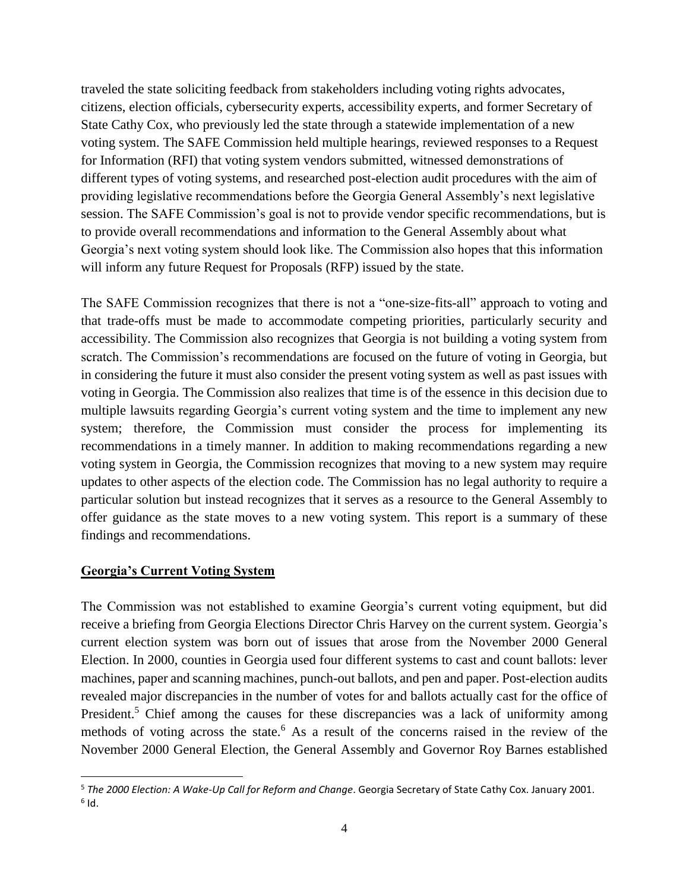traveled the state soliciting feedback from stakeholders including voting rights advocates, citizens, election officials, cybersecurity experts, accessibility experts, and former Secretary of State Cathy Cox, who previously led the state through a statewide implementation of a new voting system. The SAFE Commission held multiple hearings, reviewed responses to a Request for Information (RFI) that voting system vendors submitted, witnessed demonstrations of different types of voting systems, and researched post-election audit procedures with the aim of providing legislative recommendations before the Georgia General Assembly's next legislative session. The SAFE Commission's goal is not to provide vendor specific recommendations, but is to provide overall recommendations and information to the General Assembly about what Georgia's next voting system should look like. The Commission also hopes that this information will inform any future Request for Proposals (RFP) issued by the state.

The SAFE Commission recognizes that there is not a "one-size-fits-all" approach to voting and that trade-offs must be made to accommodate competing priorities, particularly security and accessibility. The Commission also recognizes that Georgia is not building a voting system from scratch. The Commission's recommendations are focused on the future of voting in Georgia, but in considering the future it must also consider the present voting system as well as past issues with voting in Georgia. The Commission also realizes that time is of the essence in this decision due to multiple lawsuits regarding Georgia's current voting system and the time to implement any new system; therefore, the Commission must consider the process for implementing its recommendations in a timely manner. In addition to making recommendations regarding a new voting system in Georgia, the Commission recognizes that moving to a new system may require updates to other aspects of the election code. The Commission has no legal authority to require a particular solution but instead recognizes that it serves as a resource to the General Assembly to offer guidance as the state moves to a new voting system. This report is a summary of these findings and recommendations.

## Georgia's Current Voting System

The Commission was not established to examine Georgia's current voting equipment, but did receive a briefing from Georgia Elections Director Chris Harvey on the current system. Georgia's current election system was born out of issues that arose from the November 2000 General Election. In 2000, counties in Georgia used four different systems to cast and count ballots: lever machines, paper and scanning machines, punch-out ballots, and pen and paper. Post-election audits revealed major discrepancies in the number of votes for and ballots actually cast for the office of President.[5] Chief among the causes for these discrepancies was a lack of uniformity among methods of voting across the state.[6] As a result of the concerns raised in the review of the November 2000 General Election, the General Assembly and Governor Roy Barnes established

---

[5] *The 2000 Election: A Wake-Up Call for Reform and Change*. Georgia Secretary of State Cathy Cox. January 2001.

[6] Id.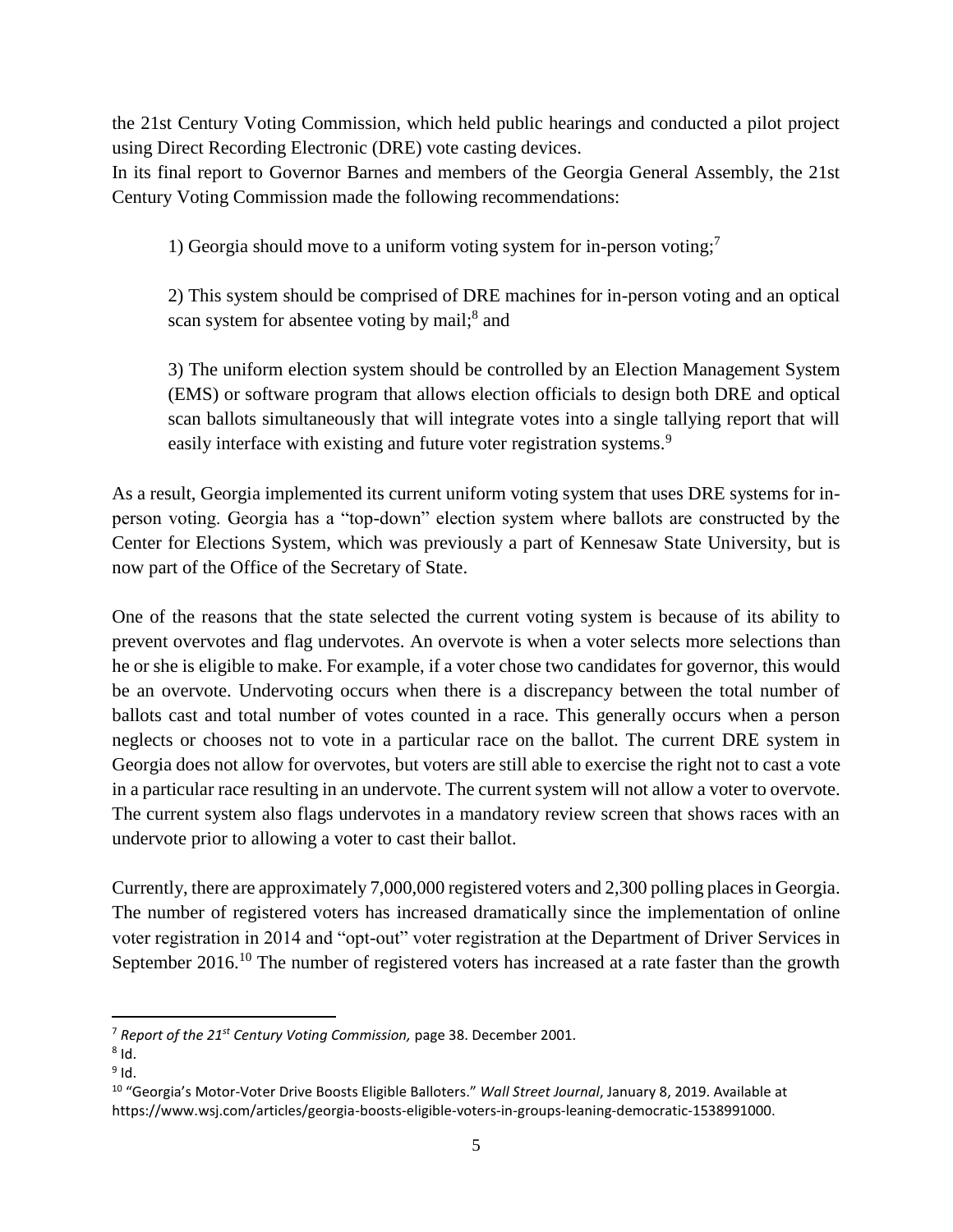the 21st Century Voting Commission, which held public hearings and conducted a pilot project using Direct Recording Electronic (DRE) vote casting devices.

In its final report to Governor Barnes and members of the Georgia General Assembly, the 21st Century Voting Commission made the following recommendations:

> 1) Georgia should move to a uniform voting system for in-person voting;[7]
>
> 2) This system should be comprised of DRE machines for in-person voting and an optical scan system for absentee voting by mail;[8] and
>
> 3) The uniform election system should be controlled by an Election Management System (EMS) or software program that allows election officials to design both DRE and optical scan ballots simultaneously that will integrate votes into a single tallying report that will easily interface with existing and future voter registration systems.[9]

As a result, Georgia implemented its current uniform voting system that uses DRE systems for in-person voting. Georgia has a "top-down" election system where ballots are constructed by the Center for Elections System, which was previously a part of Kennesaw State University, but is now part of the Office of the Secretary of State.

One of the reasons that the state selected the current voting system is because of its ability to prevent overvotes and flag undervotes. An overvote is when a voter selects more selections than he or she is eligible to make. For example, if a voter chose two candidates for governor, this would be an overvote. Undervoting occurs when there is a discrepancy between the total number of ballots cast and total number of votes counted in a race. This generally occurs when a person neglects or chooses not to vote in a particular race on the ballot. The current DRE system in Georgia does not allow for overvotes, but voters are still able to exercise the right not to cast a vote in a particular race resulting in an undervote. The current system will not allow a voter to overvote. The current system also flags undervotes in a mandatory review screen that shows races with an undervote prior to allowing a voter to cast their ballot.

Currently, there are approximately 7,000,000 registered voters and 2,300 polling places in Georgia. The number of registered voters has increased dramatically since the implementation of online voter registration in 2014 and "opt-out" voter registration at the Department of Driver Services in September 2016.[10] The number of registered voters has increased at a rate faster than the growth

---

[7] *Report of the 21st Century Voting Commission,* page 38. December 2001.

[8] Id.

[9] Id.

[10] "Georgia's Motor-Voter Drive Boosts Eligible Balloters." *Wall Street Journal*, January 8, 2019. Available at https://www.wsj.com/articles/georgia-boosts-eligible-voters-in-groups-leaning-democratic-1538991000.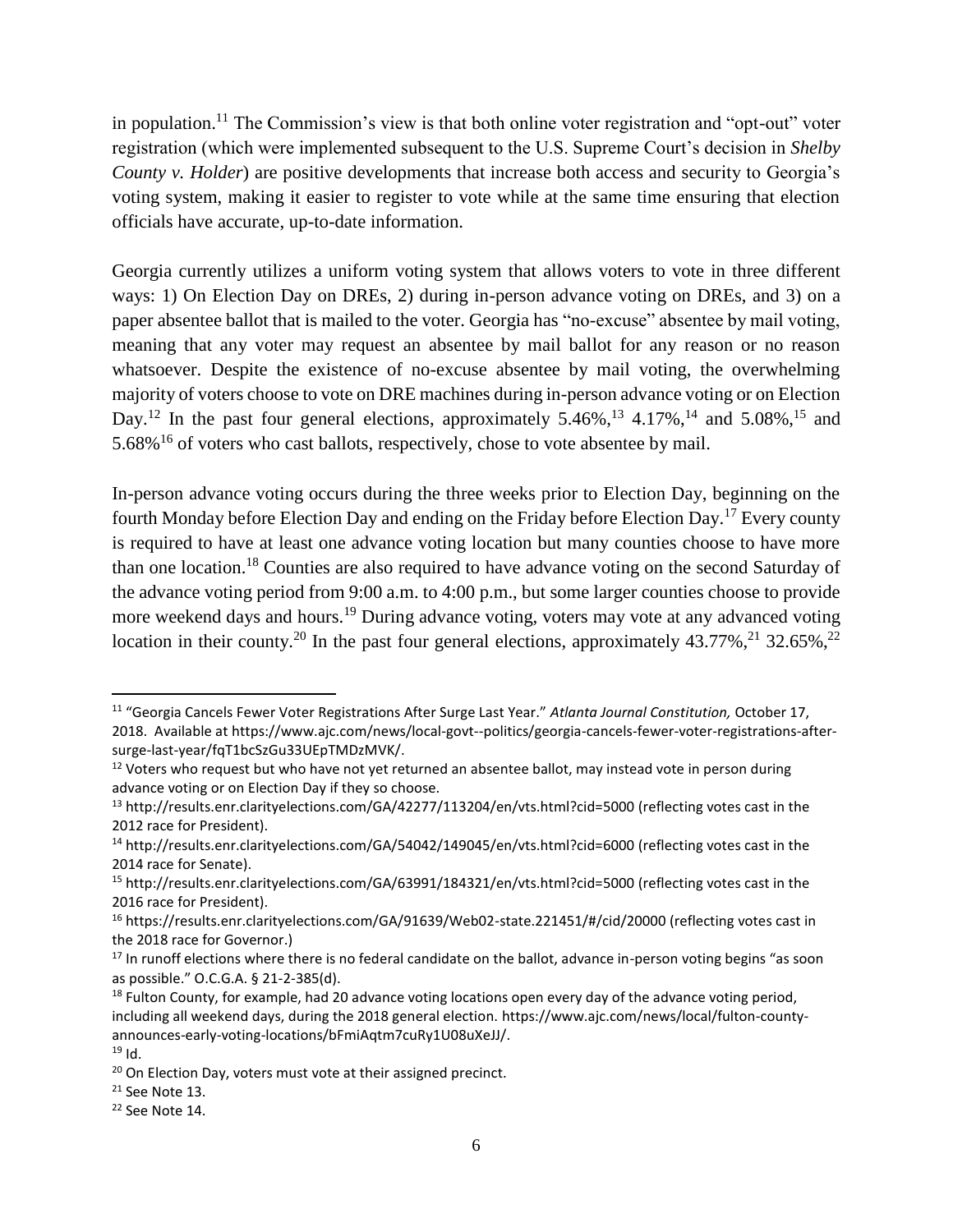in population.[11] The Commission's view is that both online voter registration and "opt-out" voter registration (which were implemented subsequent to the U.S. Supreme Court's decision in *Shelby County v. Holder*) are positive developments that increase both access and security to Georgia's voting system, making it easier to register to vote while at the same time ensuring that election officials have accurate, up-to-date information.

Georgia currently utilizes a uniform voting system that allows voters to vote in three different ways: 1) On Election Day on DREs, 2) during in-person advance voting on DREs, and 3) on a paper absentee ballot that is mailed to the voter. Georgia has "no-excuse" absentee by mail voting, meaning that any voter may request an absentee by mail ballot for any reason or no reason whatsoever. Despite the existence of no-excuse absentee by mail voting, the overwhelming majority of voters choose to vote on DRE machines during in-person advance voting or on Election Day.[12] In the past four general elections, approximately 5.46%,[13] 4.17%,[14] and 5.08%,[15] and 5.68%[16] of voters who cast ballots, respectively, chose to vote absentee by mail.

In-person advance voting occurs during the three weeks prior to Election Day, beginning on the fourth Monday before Election Day and ending on the Friday before Election Day.[17] Every county is required to have at least one advance voting location but many counties choose to have more than one location.[18] Counties are also required to have advance voting on the second Saturday of the advance voting period from 9:00 a.m. to 4:00 p.m., but some larger counties choose to provide more weekend days and hours.[19] During advance voting, voters may vote at any advanced voting location in their county.[20] In the past four general elections, approximately 43.77%,[21] 32.65%,[22]

---

[11] "Georgia Cancels Fewer Voter Registrations After Surge Last Year." *Atlanta Journal Constitution,* October 17, 2018. Available at https://www.ajc.com/news/local-govt--politics/georgia-cancels-fewer-voter-registrations-after-surge-last-year/fqT1bcSzGu33UEpTMDzMVK/.

[12] Voters who request but who have not yet returned an absentee ballot, may instead vote in person during advance voting or on Election Day if they so choose.

[13] http://results.enr.clarityelections.com/GA/42277/113204/en/vts.html?cid=5000 (reflecting votes cast in the 2012 race for President).

[14] http://results.enr.clarityelections.com/GA/54042/149045/en/vts.html?cid=6000 (reflecting votes cast in the 2014 race for Senate).

[15] http://results.enr.clarityelections.com/GA/63991/184321/en/vts.html?cid=5000 (reflecting votes cast in the 2016 race for President).

[16] https://results.enr.clarityelections.com/GA/91639/Web02-state.221451/#/cid/20000 (reflecting votes cast in the 2018 race for Governor.)

[17] In runoff elections where there is no federal candidate on the ballot, advance in-person voting begins "as soon as possible." O.C.G.A. § 21-2-385(d).

[18] Fulton County, for example, had 20 advance voting locations open every day of the advance voting period, including all weekend days, during the 2018 general election. https://www.ajc.com/news/local/fulton-county-announces-early-voting-locations/bFmiAqtm7cuRy1U08uXeJJ/.

[19] Id.

[20] On Election Day, voters must vote at their assigned precinct.

[21] See Note 13.

[22] See Note 14.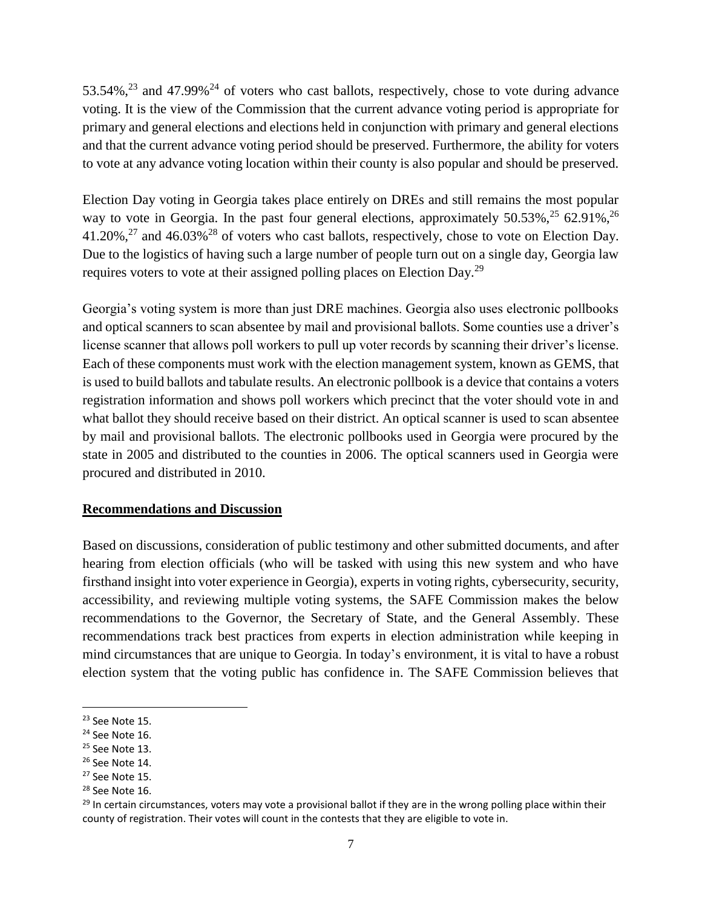53.54%,[23] and 47.99%[24] of voters who cast ballots, respectively, chose to vote during advance voting. It is the view of the Commission that the current advance voting period is appropriate for primary and general elections and elections held in conjunction with primary and general elections and that the current advance voting period should be preserved. Furthermore, the ability for voters to vote at any advance voting location within their county is also popular and should be preserved.

Election Day voting in Georgia takes place entirely on DREs and still remains the most popular way to vote in Georgia. In the past four general elections, approximately 50.53%,[25] 62.91%,[26] 41.20%,[27] and 46.03%[28] of voters who cast ballots, respectively, chose to vote on Election Day. Due to the logistics of having such a large number of people turn out on a single day, Georgia law requires voters to vote at their assigned polling places on Election Day.[29]

Georgia's voting system is more than just DRE machines. Georgia also uses electronic pollbooks and optical scanners to scan absentee by mail and provisional ballots. Some counties use a driver's license scanner that allows poll workers to pull up voter records by scanning their driver's license. Each of these components must work with the election management system, known as GEMS, that is used to build ballots and tabulate results. An electronic pollbook is a device that contains a voters registration information and shows poll workers which precinct that the voter should vote in and what ballot they should receive based on their district. An optical scanner is used to scan absentee by mail and provisional ballots. The electronic pollbooks used in Georgia were procured by the state in 2005 and distributed to the counties in 2006. The optical scanners used in Georgia were procured and distributed in 2010.

## Recommendations and Discussion

Based on discussions, consideration of public testimony and other submitted documents, and after hearing from election officials (who will be tasked with using this new system and who have firsthand insight into voter experience in Georgia), experts in voting rights, cybersecurity, security, accessibility, and reviewing multiple voting systems, the SAFE Commission makes the below recommendations to the Governor, the Secretary of State, and the General Assembly. These recommendations track best practices from experts in election administration while keeping in mind circumstances that are unique to Georgia. In today's environment, it is vital to have a robust election system that the voting public has confidence in. The SAFE Commission believes that

---

[23] See Note 15.

[24] See Note 16.

[25] See Note 13.

[26] See Note 14.

[27] See Note 15.

[28] See Note 16.

[29] In certain circumstances, voters may vote a provisional ballot if they are in the wrong polling place within their county of registration. Their votes will count in the contests that they are eligible to vote in.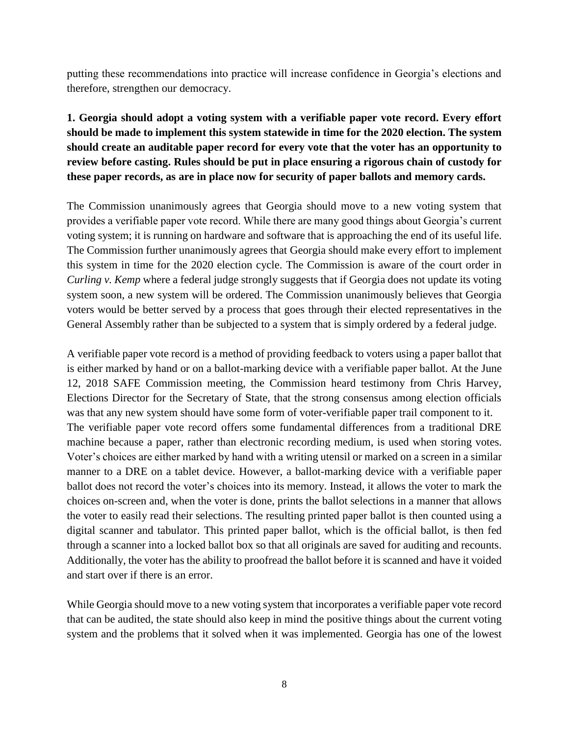putting these recommendations into practice will increase confidence in Georgia's elections and therefore, strengthen our democracy.

**1. Georgia should adopt a voting system with a verifiable paper vote record. Every effort should be made to implement this system statewide in time for the 2020 election. The system should create an auditable paper record for every vote that the voter has an opportunity to review before casting. Rules should be put in place ensuring a rigorous chain of custody for these paper records, as are in place now for security of paper ballots and memory cards.**

The Commission unanimously agrees that Georgia should move to a new voting system that provides a verifiable paper vote record. While there are many good things about Georgia's current voting system; it is running on hardware and software that is approaching the end of its useful life. The Commission further unanimously agrees that Georgia should make every effort to implement this system in time for the 2020 election cycle. The Commission is aware of the court order in *Curling v. Kemp* where a federal judge strongly suggests that if Georgia does not update its voting system soon, a new system will be ordered. The Commission unanimously believes that Georgia voters would be better served by a process that goes through their elected representatives in the General Assembly rather than be subjected to a system that is simply ordered by a federal judge.

A verifiable paper vote record is a method of providing feedback to voters using a paper ballot that is either marked by hand or on a ballot-marking device with a verifiable paper ballot. At the June 12, 2018 SAFE Commission meeting, the Commission heard testimony from Chris Harvey, Elections Director for the Secretary of State, that the strong consensus among election officials was that any new system should have some form of voter-verifiable paper trail component to it.
The verifiable paper vote record offers some fundamental differences from a traditional DRE machine because a paper, rather than electronic recording medium, is used when storing votes. Voter's choices are either marked by hand with a writing utensil or marked on a screen in a similar manner to a DRE on a tablet device. However, a ballot-marking device with a verifiable paper ballot does not record the voter's choices into its memory. Instead, it allows the voter to mark the choices on-screen and, when the voter is done, prints the ballot selections in a manner that allows the voter to easily read their selections. The resulting printed paper ballot is then counted using a digital scanner and tabulator. This printed paper ballot, which is the official ballot, is then fed through a scanner into a locked ballot box so that all originals are saved for auditing and recounts. Additionally, the voter has the ability to proofread the ballot before it is scanned and have it voided and start over if there is an error.

While Georgia should move to a new voting system that incorporates a verifiable paper vote record that can be audited, the state should also keep in mind the positive things about the current voting system and the problems that it solved when it was implemented. Georgia has one of the lowest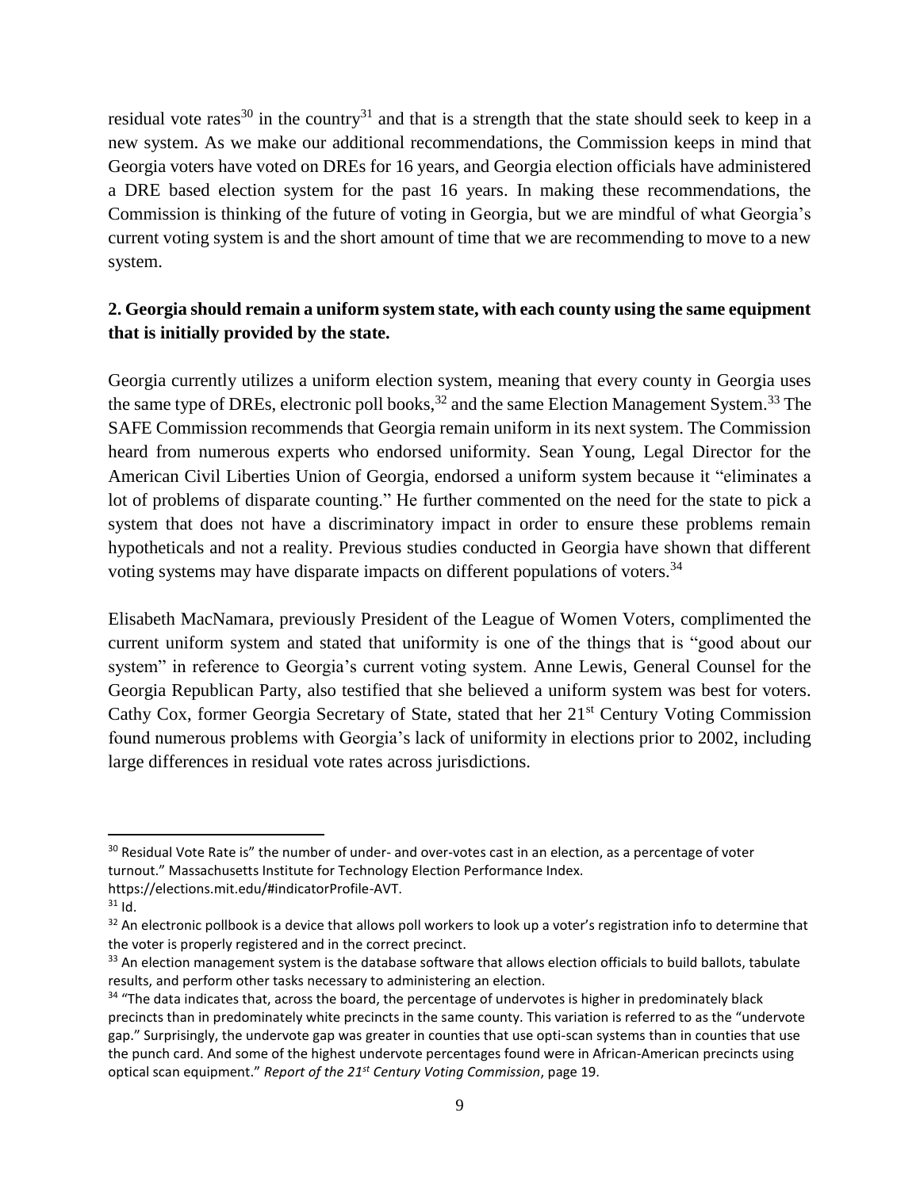residual vote rates[30] in the country[31] and that is a strength that the state should seek to keep in a new system. As we make our additional recommendations, the Commission keeps in mind that Georgia voters have voted on DREs for 16 years, and Georgia election officials have administered a DRE based election system for the past 16 years. In making these recommendations, the Commission is thinking of the future of voting in Georgia, but we are mindful of what Georgia's current voting system is and the short amount of time that we are recommending to move to a new system.

**2. Georgia should remain a uniform system state, with each county using the same equipment that is initially provided by the state.**

Georgia currently utilizes a uniform election system, meaning that every county in Georgia uses the same type of DREs, electronic poll books,[32] and the same Election Management System.[33] The SAFE Commission recommends that Georgia remain uniform in its next system. The Commission heard from numerous experts who endorsed uniformity. Sean Young, Legal Director for the American Civil Liberties Union of Georgia, endorsed a uniform system because it "eliminates a lot of problems of disparate counting." He further commented on the need for the state to pick a system that does not have a discriminatory impact in order to ensure these problems remain hypotheticals and not a reality. Previous studies conducted in Georgia have shown that different voting systems may have disparate impacts on different populations of voters.[34]

Elisabeth MacNamara, previously President of the League of Women Voters, complimented the current uniform system and stated that uniformity is one of the things that is "good about our system" in reference to Georgia's current voting system. Anne Lewis, General Counsel for the Georgia Republican Party, also testified that she believed a uniform system was best for voters. Cathy Cox, former Georgia Secretary of State, stated that her 21st Century Voting Commission found numerous problems with Georgia's lack of uniformity in elections prior to 2002, including large differences in residual vote rates across jurisdictions.

---

[30] Residual Vote Rate is" the number of under- and over-votes cast in an election, as a percentage of voter turnout." Massachusetts Institute for Technology Election Performance Index. https://elections.mit.edu/#indicatorProfile-AVT.

[31] Id.

[32] An electronic pollbook is a device that allows poll workers to look up a voter's registration info to determine that the voter is properly registered and in the correct precinct.

[33] An election management system is the database software that allows election officials to build ballots, tabulate results, and perform other tasks necessary to administering an election.

[34] "The data indicates that, across the board, the percentage of undervotes is higher in predominately black precincts than in predominately white precincts in the same county. This variation is referred to as the "undervote gap." Surprisingly, the undervote gap was greater in counties that use opti-scan systems than in counties that use the punch card. And some of the highest undervote percentages found were in African-American precincts using optical scan equipment." *Report of the 21st Century Voting Commission*, page 19.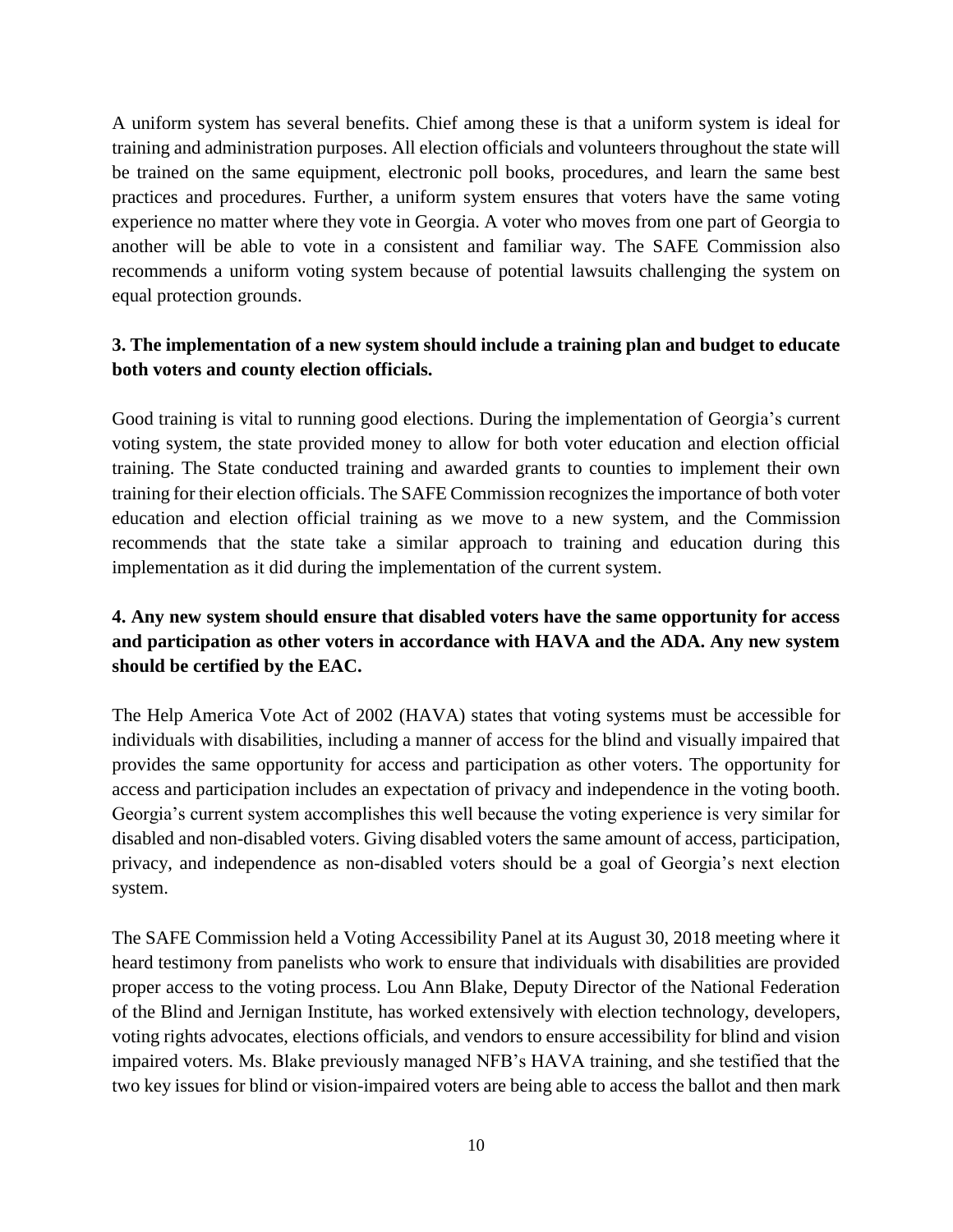A uniform system has several benefits. Chief among these is that a uniform system is ideal for training and administration purposes. All election officials and volunteers throughout the state will be trained on the same equipment, electronic poll books, procedures, and learn the same best practices and procedures. Further, a uniform system ensures that voters have the same voting experience no matter where they vote in Georgia. A voter who moves from one part of Georgia to another will be able to vote in a consistent and familiar way. The SAFE Commission also recommends a uniform voting system because of potential lawsuits challenging the system on equal protection grounds.

**3. The implementation of a new system should include a training plan and budget to educate both voters and county election officials.**

Good training is vital to running good elections. During the implementation of Georgia's current voting system, the state provided money to allow for both voter education and election official training. The State conducted training and awarded grants to counties to implement their own training for their election officials. The SAFE Commission recognizes the importance of both voter education and election official training as we move to a new system, and the Commission recommends that the state take a similar approach to training and education during this implementation as it did during the implementation of the current system.

**4. Any new system should ensure that disabled voters have the same opportunity for access and participation as other voters in accordance with HAVA and the ADA. Any new system should be certified by the EAC.**

The Help America Vote Act of 2002 (HAVA) states that voting systems must be accessible for individuals with disabilities, including a manner of access for the blind and visually impaired that provides the same opportunity for access and participation as other voters. The opportunity for access and participation includes an expectation of privacy and independence in the voting booth. Georgia's current system accomplishes this well because the voting experience is very similar for disabled and non-disabled voters. Giving disabled voters the same amount of access, participation, privacy, and independence as non-disabled voters should be a goal of Georgia's next election system.

The SAFE Commission held a Voting Accessibility Panel at its August 30, 2018 meeting where it heard testimony from panelists who work to ensure that individuals with disabilities are provided proper access to the voting process. Lou Ann Blake, Deputy Director of the National Federation of the Blind and Jernigan Institute, has worked extensively with election technology, developers, voting rights advocates, elections officials, and vendors to ensure accessibility for blind and vision impaired voters. Ms. Blake previously managed NFB's HAVA training, and she testified that the two key issues for blind or vision-impaired voters are being able to access the ballot and then mark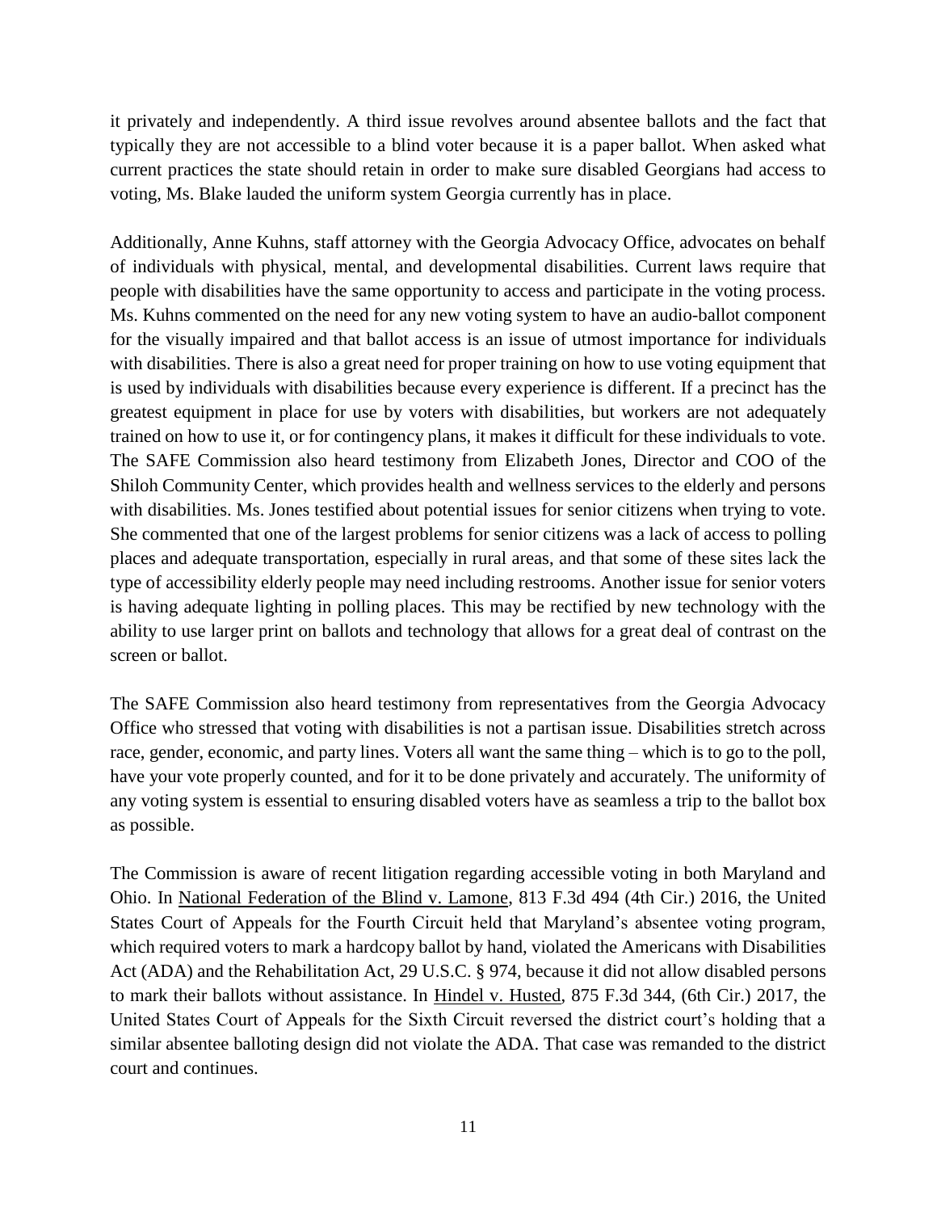it privately and independently. A third issue revolves around absentee ballots and the fact that typically they are not accessible to a blind voter because it is a paper ballot. When asked what current practices the state should retain in order to make sure disabled Georgians had access to voting, Ms. Blake lauded the uniform system Georgia currently has in place.

Additionally, Anne Kuhns, staff attorney with the Georgia Advocacy Office, advocates on behalf of individuals with physical, mental, and developmental disabilities. Current laws require that people with disabilities have the same opportunity to access and participate in the voting process. Ms. Kuhns commented on the need for any new voting system to have an audio-ballot component for the visually impaired and that ballot access is an issue of utmost importance for individuals with disabilities. There is also a great need for proper training on how to use voting equipment that is used by individuals with disabilities because every experience is different. If a precinct has the greatest equipment in place for use by voters with disabilities, but workers are not adequately trained on how to use it, or for contingency plans, it makes it difficult for these individuals to vote. The SAFE Commission also heard testimony from Elizabeth Jones, Director and COO of the Shiloh Community Center, which provides health and wellness services to the elderly and persons with disabilities. Ms. Jones testified about potential issues for senior citizens when trying to vote. She commented that one of the largest problems for senior citizens was a lack of access to polling places and adequate transportation, especially in rural areas, and that some of these sites lack the type of accessibility elderly people may need including restrooms. Another issue for senior voters is having adequate lighting in polling places. This may be rectified by new technology with the ability to use larger print on ballots and technology that allows for a great deal of contrast on the screen or ballot.

The SAFE Commission also heard testimony from representatives from the Georgia Advocacy Office who stressed that voting with disabilities is not a partisan issue. Disabilities stretch across race, gender, economic, and party lines. Voters all want the same thing – which is to go to the poll, have your vote properly counted, and for it to be done privately and accurately. The uniformity of any voting system is essential to ensuring disabled voters have as seamless a trip to the ballot box as possible.

The Commission is aware of recent litigation regarding accessible voting in both Maryland and Ohio. In National Federation of the Blind v. Lamone, 813 F.3d 494 (4th Cir.) 2016, the United States Court of Appeals for the Fourth Circuit held that Maryland's absentee voting program, which required voters to mark a hardcopy ballot by hand, violated the Americans with Disabilities Act (ADA) and the Rehabilitation Act, 29 U.S.C. § 974, because it did not allow disabled persons to mark their ballots without assistance. In Hindel v. Husted, 875 F.3d 344, (6th Cir.) 2017, the United States Court of Appeals for the Sixth Circuit reversed the district court's holding that a similar absentee balloting design did not violate the ADA. That case was remanded to the district court and continues.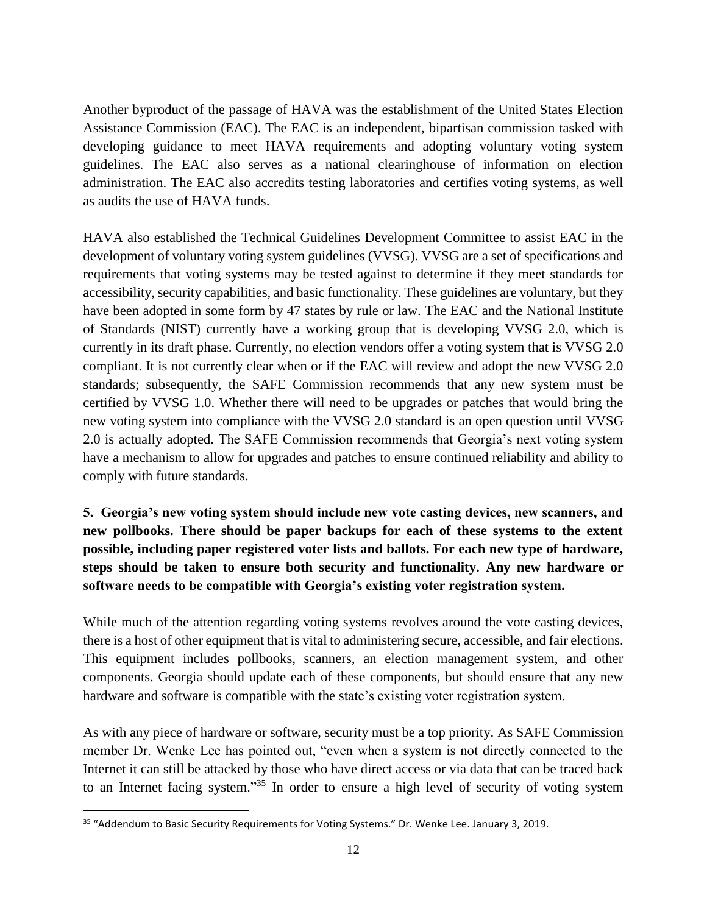Another byproduct of the passage of HAVA was the establishment of the United States Election Assistance Commission (EAC). The EAC is an independent, bipartisan commission tasked with developing guidance to meet HAVA requirements and adopting voluntary voting system guidelines. The EAC also serves as a national clearinghouse of information on election administration. The EAC also accredits testing laboratories and certifies voting systems, as well as audits the use of HAVA funds.

HAVA also established the Technical Guidelines Development Committee to assist EAC in the development of voluntary voting system guidelines (VVSG). VVSG are a set of specifications and requirements that voting systems may be tested against to determine if they meet standards for accessibility, security capabilities, and basic functionality. These guidelines are voluntary, but they have been adopted in some form by 47 states by rule or law. The EAC and the National Institute of Standards (NIST) currently have a working group that is developing VVSG 2.0, which is currently in its draft phase. Currently, no election vendors offer a voting system that is VVSG 2.0 compliant. It is not currently clear when or if the EAC will review and adopt the new VVSG 2.0 standards; subsequently, the SAFE Commission recommends that any new system must be certified by VVSG 1.0. Whether there will need to be upgrades or patches that would bring the new voting system into compliance with the VVSG 2.0 standard is an open question until VVSG 2.0 is actually adopted. The SAFE Commission recommends that Georgia's next voting system have a mechanism to allow for upgrades and patches to ensure continued reliability and ability to comply with future standards.

**5. Georgia's new voting system should include new vote casting devices, new scanners, and new pollbooks. There should be paper backups for each of these systems to the extent possible, including paper registered voter lists and ballots. For each new type of hardware, steps should be taken to ensure both security and functionality. Any new hardware or software needs to be compatible with Georgia's existing voter registration system.**

While much of the attention regarding voting systems revolves around the vote casting devices, there is a host of other equipment that is vital to administering secure, accessible, and fair elections. This equipment includes pollbooks, scanners, an election management system, and other components. Georgia should update each of these components, but should ensure that any new hardware and software is compatible with the state's existing voter registration system.

As with any piece of hardware or software, security must be a top priority. As SAFE Commission member Dr. Wenke Lee has pointed out, "even when a system is not directly connected to the Internet it can still be attacked by those who have direct access or via data that can be traced back to an Internet facing system."[35] In order to ensure a high level of security of voting system

[35] "Addendum to Basic Security Requirements for Voting Systems." Dr. Wenke Lee. January 3, 2019.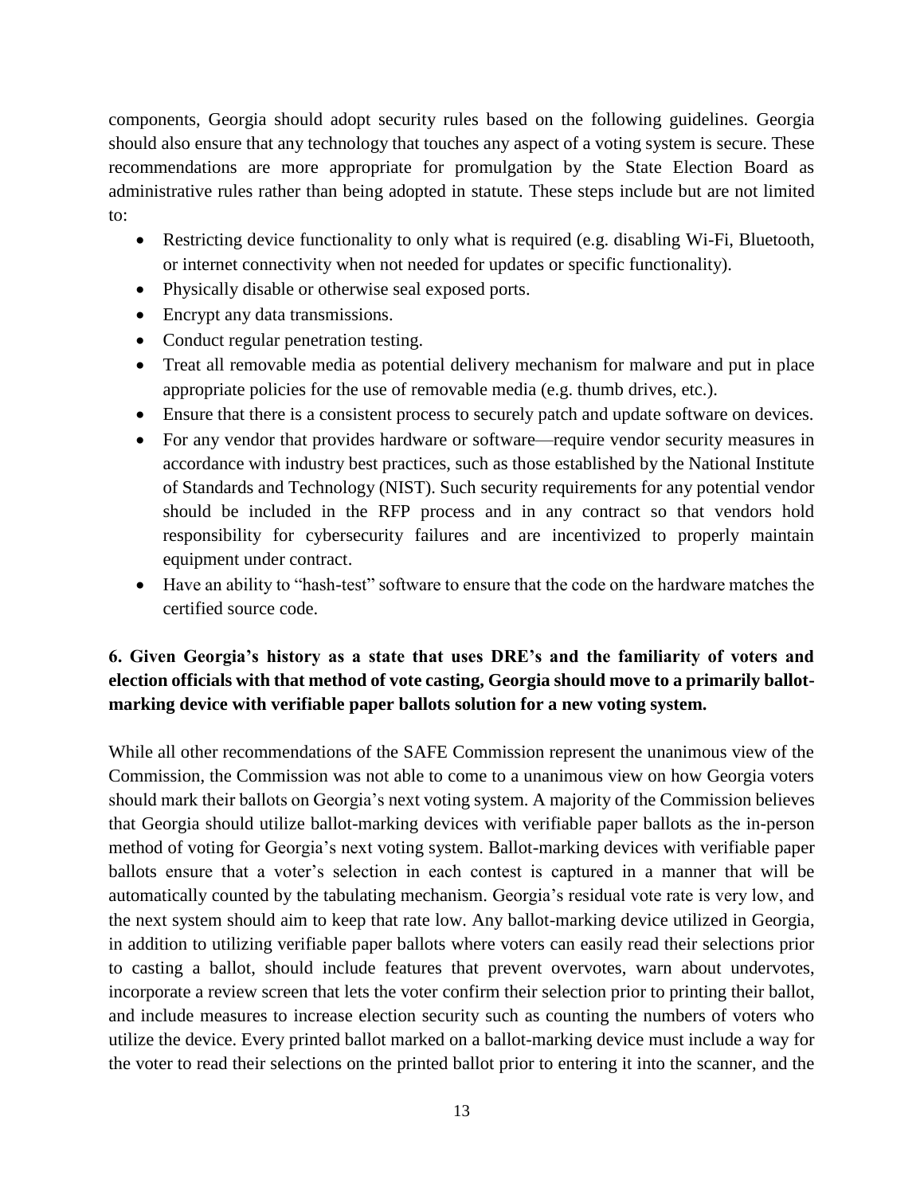components, Georgia should adopt security rules based on the following guidelines. Georgia should also ensure that any technology that touches any aspect of a voting system is secure. These recommendations are more appropriate for promulgation by the State Election Board as administrative rules rather than being adopted in statute. These steps include but are not limited to:

- Restricting device functionality to only what is required (e.g. disabling Wi-Fi, Bluetooth, or internet connectivity when not needed for updates or specific functionality).
- Physically disable or otherwise seal exposed ports.
- Encrypt any data transmissions.
- Conduct regular penetration testing.
- Treat all removable media as potential delivery mechanism for malware and put in place appropriate policies for the use of removable media (e.g. thumb drives, etc.).
- Ensure that there is a consistent process to securely patch and update software on devices.
- For any vendor that provides hardware or software—require vendor security measures in accordance with industry best practices, such as those established by the National Institute of Standards and Technology (NIST). Such security requirements for any potential vendor should be included in the RFP process and in any contract so that vendors hold responsibility for cybersecurity failures and are incentivized to properly maintain equipment under contract.
- Have an ability to "hash-test" software to ensure that the code on the hardware matches the certified source code.

**6. Given Georgia's history as a state that uses DRE's and the familiarity of voters and election officials with that method of vote casting, Georgia should move to a primarily ballot-marking device with verifiable paper ballots solution for a new voting system.**

While all other recommendations of the SAFE Commission represent the unanimous view of the Commission, the Commission was not able to come to a unanimous view on how Georgia voters should mark their ballots on Georgia's next voting system. A majority of the Commission believes that Georgia should utilize ballot-marking devices with verifiable paper ballots as the in-person method of voting for Georgia's next voting system. Ballot-marking devices with verifiable paper ballots ensure that a voter's selection in each contest is captured in a manner that will be automatically counted by the tabulating mechanism. Georgia's residual vote rate is very low, and the next system should aim to keep that rate low. Any ballot-marking device utilized in Georgia, in addition to utilizing verifiable paper ballots where voters can easily read their selections prior to casting a ballot, should include features that prevent overvotes, warn about undervotes, incorporate a review screen that lets the voter confirm their selection prior to printing their ballot, and include measures to increase election security such as counting the numbers of voters who utilize the device. Every printed ballot marked on a ballot-marking device must include a way for the voter to read their selections on the printed ballot prior to entering it into the scanner, and the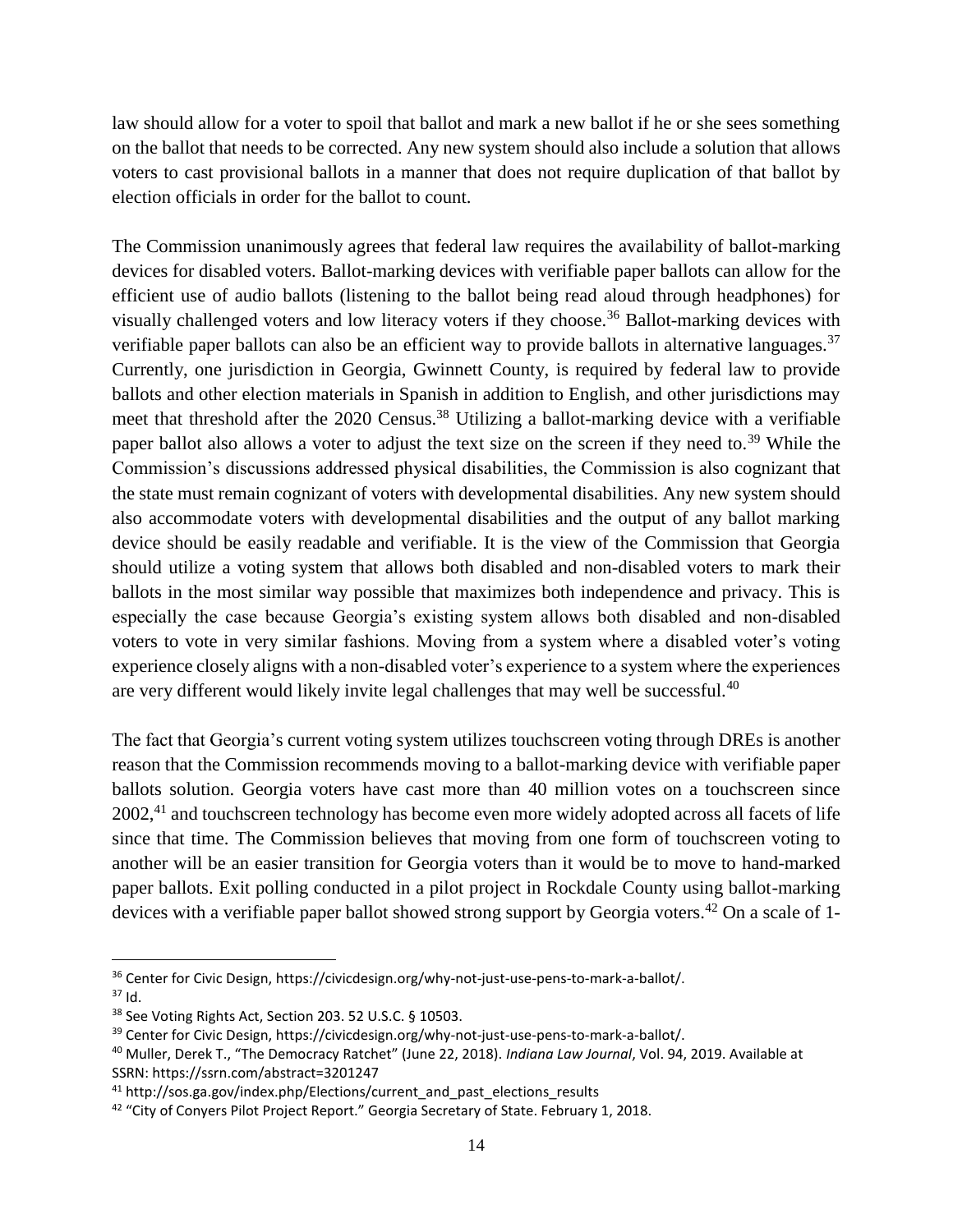law should allow for a voter to spoil that ballot and mark a new ballot if he or she sees something on the ballot that needs to be corrected. Any new system should also include a solution that allows voters to cast provisional ballots in a manner that does not require duplication of that ballot by election officials in order for the ballot to count.

The Commission unanimously agrees that federal law requires the availability of ballot-marking devices for disabled voters. Ballot-marking devices with verifiable paper ballots can allow for the efficient use of audio ballots (listening to the ballot being read aloud through headphones) for visually challenged voters and low literacy voters if they choose.[36] Ballot-marking devices with verifiable paper ballots can also be an efficient way to provide ballots in alternative languages.[37] Currently, one jurisdiction in Georgia, Gwinnett County, is required by federal law to provide ballots and other election materials in Spanish in addition to English, and other jurisdictions may meet that threshold after the 2020 Census.[38] Utilizing a ballot-marking device with a verifiable paper ballot also allows a voter to adjust the text size on the screen if they need to.[39] While the Commission's discussions addressed physical disabilities, the Commission is also cognizant that the state must remain cognizant of voters with developmental disabilities. Any new system should also accommodate voters with developmental disabilities and the output of any ballot marking device should be easily readable and verifiable. It is the view of the Commission that Georgia should utilize a voting system that allows both disabled and non-disabled voters to mark their ballots in the most similar way possible that maximizes both independence and privacy. This is especially the case because Georgia's existing system allows both disabled and non-disabled voters to vote in very similar fashions. Moving from a system where a disabled voter's voting experience closely aligns with a non-disabled voter's experience to a system where the experiences are very different would likely invite legal challenges that may well be successful.[40]

The fact that Georgia's current voting system utilizes touchscreen voting through DREs is another reason that the Commission recommends moving to a ballot-marking device with verifiable paper ballots solution. Georgia voters have cast more than 40 million votes on a touchscreen since 2002,[41] and touchscreen technology has become even more widely adopted across all facets of life since that time. The Commission believes that moving from one form of touchscreen voting to another will be an easier transition for Georgia voters than it would be to move to hand-marked paper ballots. Exit polling conducted in a pilot project in Rockdale County using ballot-marking devices with a verifiable paper ballot showed strong support by Georgia voters.[42] On a scale of 1-

---

[36] Center for Civic Design, https://civicdesign.org/why-not-just-use-pens-to-mark-a-ballot/.

[37] Id.

[38] See Voting Rights Act, Section 203. 52 U.S.C. § 10503.

[39] Center for Civic Design, https://civicdesign.org/why-not-just-use-pens-to-mark-a-ballot/.

[40] Muller, Derek T., "The Democracy Ratchet" (June 22, 2018). *Indiana Law Journal*, Vol. 94, 2019. Available at SSRN: https://ssrn.com/abstract=3201247

[41] http://sos.ga.gov/index.php/Elections/current_and_past_elections_results

[42] "City of Conyers Pilot Project Report." Georgia Secretary of State. February 1, 2018.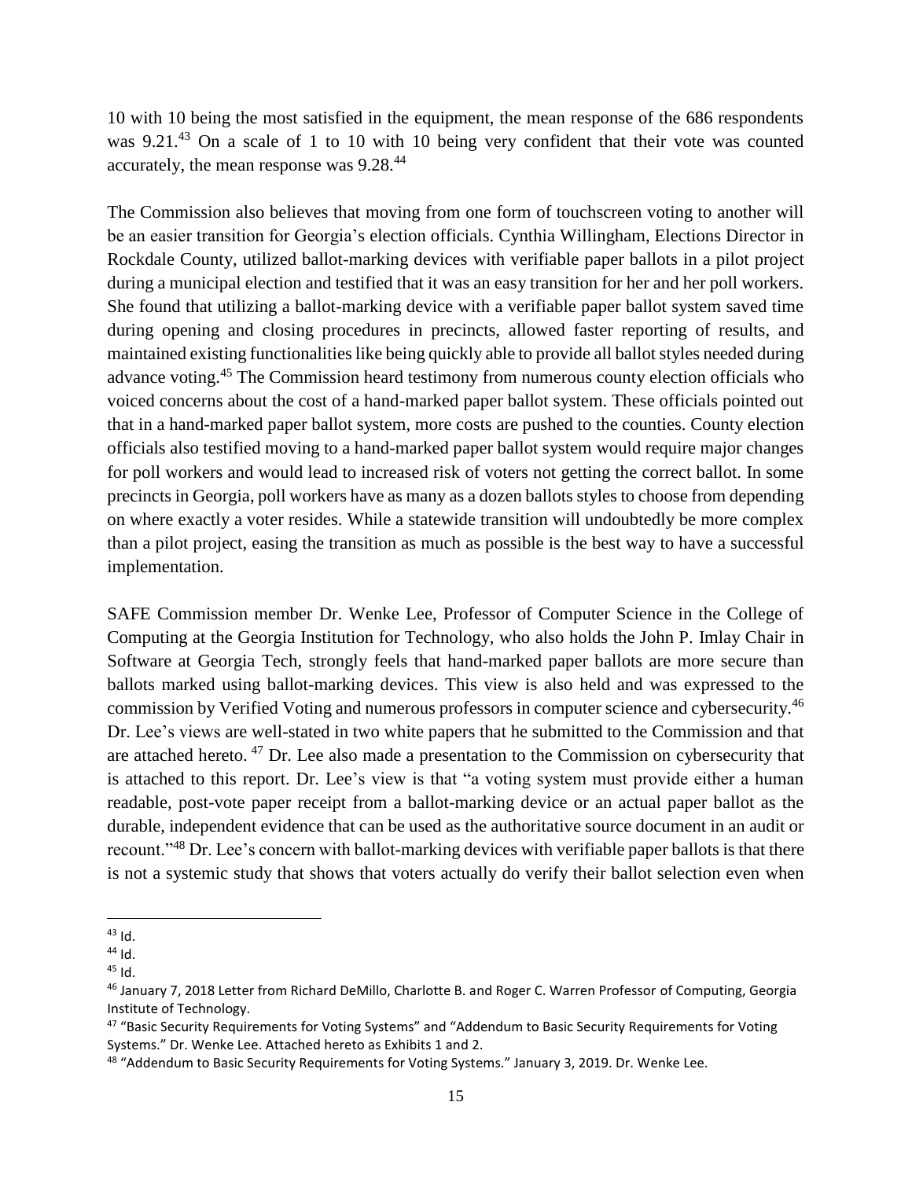10 with 10 being the most satisfied in the equipment, the mean response of the 686 respondents was 9.21.[43] On a scale of 1 to 10 with 10 being very confident that their vote was counted accurately, the mean response was 9.28.[44]

The Commission also believes that moving from one form of touchscreen voting to another will be an easier transition for Georgia's election officials. Cynthia Willingham, Elections Director in Rockdale County, utilized ballot-marking devices with verifiable paper ballots in a pilot project during a municipal election and testified that it was an easy transition for her and her poll workers. She found that utilizing a ballot-marking device with a verifiable paper ballot system saved time during opening and closing procedures in precincts, allowed faster reporting of results, and maintained existing functionalities like being quickly able to provide all ballot styles needed during advance voting.[45] The Commission heard testimony from numerous county election officials who voiced concerns about the cost of a hand-marked paper ballot system. These officials pointed out that in a hand-marked paper ballot system, more costs are pushed to the counties. County election officials also testified moving to a hand-marked paper ballot system would require major changes for poll workers and would lead to increased risk of voters not getting the correct ballot. In some precincts in Georgia, poll workers have as many as a dozen ballots styles to choose from depending on where exactly a voter resides. While a statewide transition will undoubtedly be more complex than a pilot project, easing the transition as much as possible is the best way to have a successful implementation.

SAFE Commission member Dr. Wenke Lee, Professor of Computer Science in the College of Computing at the Georgia Institution for Technology, who also holds the John P. Imlay Chair in Software at Georgia Tech, strongly feels that hand-marked paper ballots are more secure than ballots marked using ballot-marking devices. This view is also held and was expressed to the commission by Verified Voting and numerous professors in computer science and cybersecurity.[46] Dr. Lee's views are well-stated in two white papers that he submitted to the Commission and that are attached hereto.[47] Dr. Lee also made a presentation to the Commission on cybersecurity that is attached to this report. Dr. Lee's view is that "a voting system must provide either a human readable, post-vote paper receipt from a ballot-marking device or an actual paper ballot as the durable, independent evidence that can be used as the authoritative source document in an audit or recount."[48] Dr. Lee's concern with ballot-marking devices with verifiable paper ballots is that there is not a systemic study that shows that voters actually do verify their ballot selection even when

---

[43] Id.

[44] Id.

[45] Id.

[46] January 7, 2018 Letter from Richard DeMillo, Charlotte B. and Roger C. Warren Professor of Computing, Georgia Institute of Technology.

[47] "Basic Security Requirements for Voting Systems" and "Addendum to Basic Security Requirements for Voting Systems." Dr. Wenke Lee. Attached hereto as Exhibits 1 and 2.

[48] "Addendum to Basic Security Requirements for Voting Systems." January 3, 2019. Dr. Wenke Lee.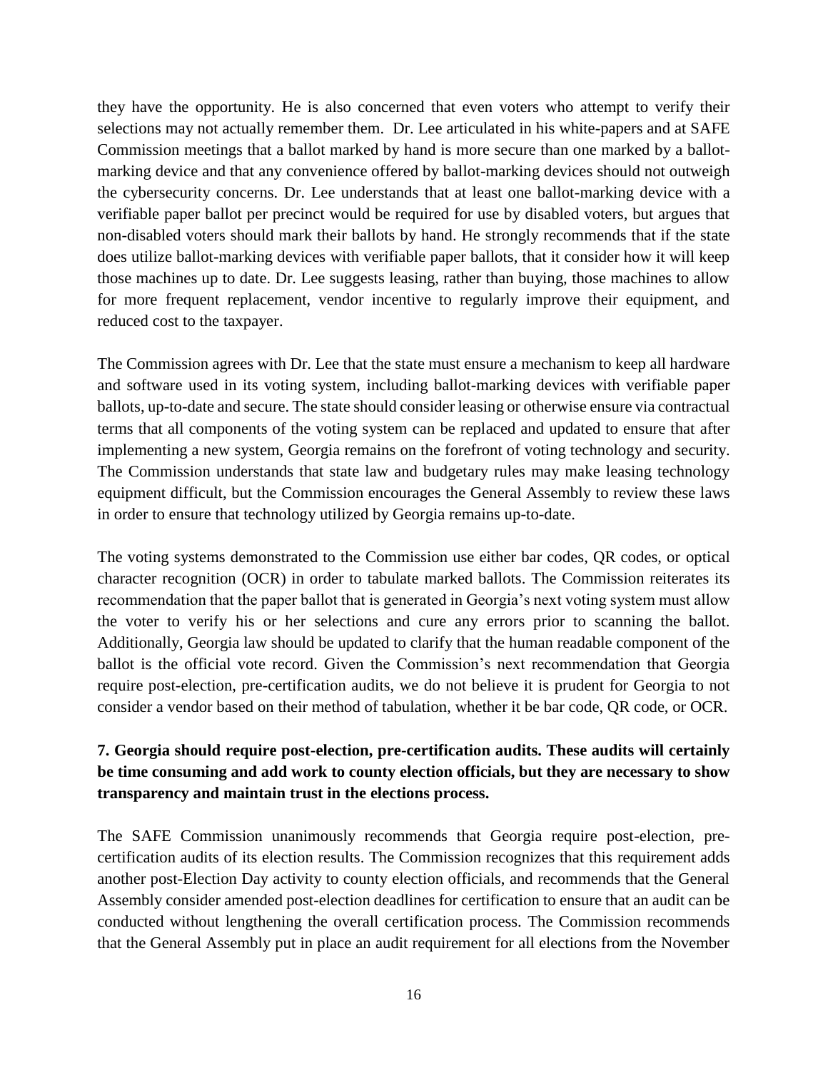they have the opportunity. He is also concerned that even voters who attempt to verify their selections may not actually remember them. Dr. Lee articulated in his white-papers and at SAFE Commission meetings that a ballot marked by hand is more secure than one marked by a ballot-marking device and that any convenience offered by ballot-marking devices should not outweigh the cybersecurity concerns. Dr. Lee understands that at least one ballot-marking device with a verifiable paper ballot per precinct would be required for use by disabled voters, but argues that non-disabled voters should mark their ballots by hand. He strongly recommends that if the state does utilize ballot-marking devices with verifiable paper ballots, that it consider how it will keep those machines up to date. Dr. Lee suggests leasing, rather than buying, those machines to allow for more frequent replacement, vendor incentive to regularly improve their equipment, and reduced cost to the taxpayer.

The Commission agrees with Dr. Lee that the state must ensure a mechanism to keep all hardware and software used in its voting system, including ballot-marking devices with verifiable paper ballots, up-to-date and secure. The state should consider leasing or otherwise ensure via contractual terms that all components of the voting system can be replaced and updated to ensure that after implementing a new system, Georgia remains on the forefront of voting technology and security. The Commission understands that state law and budgetary rules may make leasing technology equipment difficult, but the Commission encourages the General Assembly to review these laws in order to ensure that technology utilized by Georgia remains up-to-date.

The voting systems demonstrated to the Commission use either bar codes, QR codes, or optical character recognition (OCR) in order to tabulate marked ballots. The Commission reiterates its recommendation that the paper ballot that is generated in Georgia's next voting system must allow the voter to verify his or her selections and cure any errors prior to scanning the ballot. Additionally, Georgia law should be updated to clarify that the human readable component of the ballot is the official vote record. Given the Commission's next recommendation that Georgia require post-election, pre-certification audits, we do not believe it is prudent for Georgia to not consider a vendor based on their method of tabulation, whether it be bar code, QR code, or OCR.

**7. Georgia should require post-election, pre-certification audits. These audits will certainly be time consuming and add work to county election officials, but they are necessary to show transparency and maintain trust in the elections process.**

The SAFE Commission unanimously recommends that Georgia require post-election, pre-certification audits of its election results. The Commission recognizes that this requirement adds another post-Election Day activity to county election officials, and recommends that the General Assembly consider amended post-election deadlines for certification to ensure that an audit can be conducted without lengthening the overall certification process. The Commission recommends that the General Assembly put in place an audit requirement for all elections from the November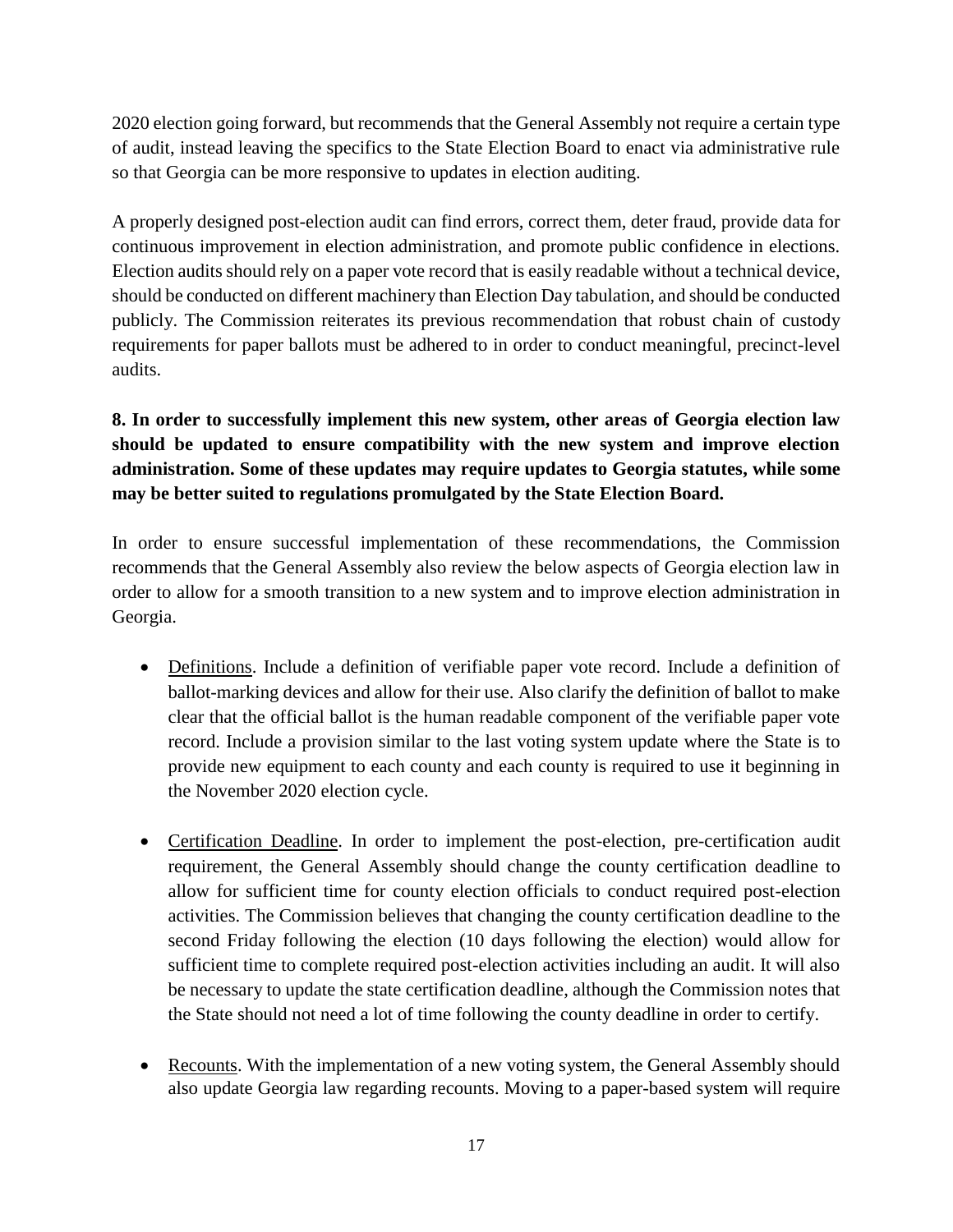2020 election going forward, but recommends that the General Assembly not require a certain type of audit, instead leaving the specifics to the State Election Board to enact via administrative rule so that Georgia can be more responsive to updates in election auditing.

A properly designed post-election audit can find errors, correct them, deter fraud, provide data for continuous improvement in election administration, and promote public confidence in elections. Election audits should rely on a paper vote record that is easily readable without a technical device, should be conducted on different machinery than Election Day tabulation, and should be conducted publicly. The Commission reiterates its previous recommendation that robust chain of custody requirements for paper ballots must be adhered to in order to conduct meaningful, precinct-level audits.

**8. In order to successfully implement this new system, other areas of Georgia election law should be updated to ensure compatibility with the new system and improve election administration. Some of these updates may require updates to Georgia statutes, while some may be better suited to regulations promulgated by the State Election Board.**

In order to ensure successful implementation of these recommendations, the Commission recommends that the General Assembly also review the below aspects of Georgia election law in order to allow for a smooth transition to a new system and to improve election administration in Georgia.

- <u>Definitions</u>. Include a definition of verifiable paper vote record. Include a definition of ballot-marking devices and allow for their use. Also clarify the definition of ballot to make clear that the official ballot is the human readable component of the verifiable paper vote record. Include a provision similar to the last voting system update where the State is to provide new equipment to each county and each county is required to use it beginning in the November 2020 election cycle.

- <u>Certification Deadline</u>. In order to implement the post-election, pre-certification audit requirement, the General Assembly should change the county certification deadline to allow for sufficient time for county election officials to conduct required post-election activities. The Commission believes that changing the county certification deadline to the second Friday following the election (10 days following the election) would allow for sufficient time to complete required post-election activities including an audit. It will also be necessary to update the state certification deadline, although the Commission notes that the State should not need a lot of time following the county deadline in order to certify.

- <u>Recounts</u>. With the implementation of a new voting system, the General Assembly should also update Georgia law regarding recounts. Moving to a paper-based system will require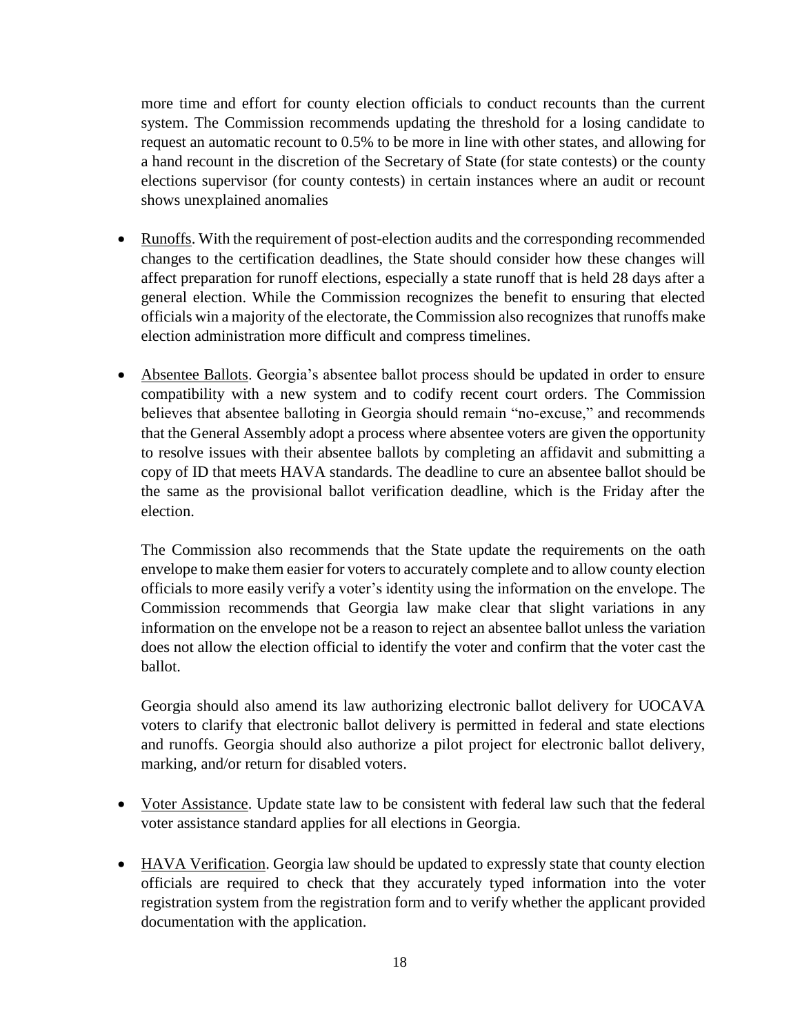more time and effort for county election officials to conduct recounts than the current system. The Commission recommends updating the threshold for a losing candidate to request an automatic recount to 0.5% to be more in line with other states, and allowing for a hand recount in the discretion of the Secretary of State (for state contests) or the county elections supervisor (for county contests) in certain instances where an audit or recount shows unexplained anomalies

- Runoffs. With the requirement of post-election audits and the corresponding recommended changes to the certification deadlines, the State should consider how these changes will affect preparation for runoff elections, especially a state runoff that is held 28 days after a general election. While the Commission recognizes the benefit to ensuring that elected officials win a majority of the electorate, the Commission also recognizes that runoffs make election administration more difficult and compress timelines.

- Absentee Ballots. Georgia's absentee ballot process should be updated in order to ensure compatibility with a new system and to codify recent court orders. The Commission believes that absentee balloting in Georgia should remain "no-excuse," and recommends that the General Assembly adopt a process where absentee voters are given the opportunity to resolve issues with their absentee ballots by completing an affidavit and submitting a copy of ID that meets HAVA standards. The deadline to cure an absentee ballot should be the same as the provisional ballot verification deadline, which is the Friday after the election.

  The Commission also recommends that the State update the requirements on the oath envelope to make them easier for voters to accurately complete and to allow county election officials to more easily verify a voter's identity using the information on the envelope. The Commission recommends that Georgia law make clear that slight variations in any information on the envelope not be a reason to reject an absentee ballot unless the variation does not allow the election official to identify the voter and confirm that the voter cast the ballot.

  Georgia should also amend its law authorizing electronic ballot delivery for UOCAVA voters to clarify that electronic ballot delivery is permitted in federal and state elections and runoffs. Georgia should also authorize a pilot project for electronic ballot delivery, marking, and/or return for disabled voters.

- Voter Assistance. Update state law to be consistent with federal law such that the federal voter assistance standard applies for all elections in Georgia.

- HAVA Verification. Georgia law should be updated to expressly state that county election officials are required to check that they accurately typed information into the voter registration system from the registration form and to verify whether the applicant provided documentation with the application.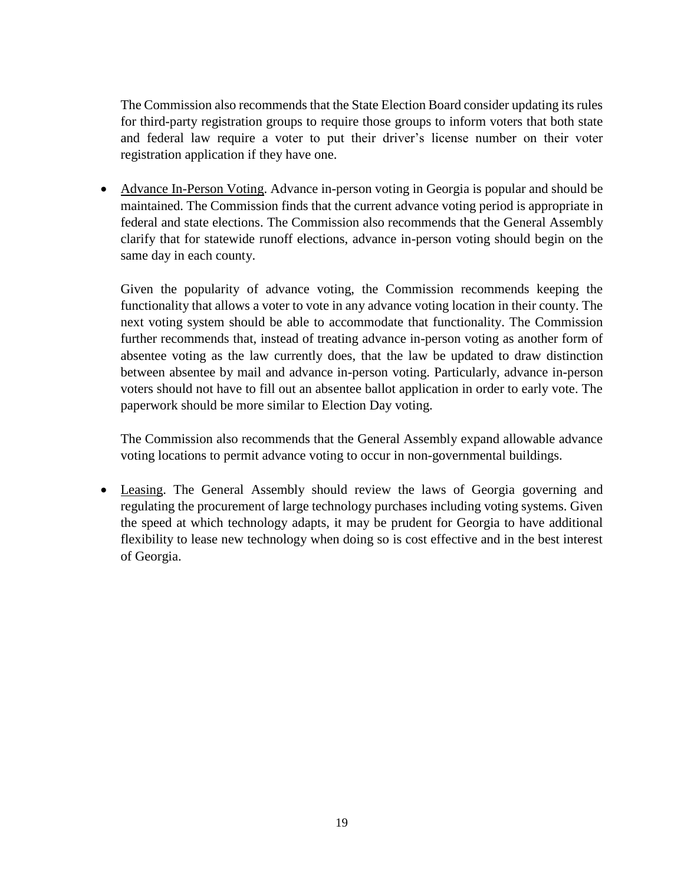The Commission also recommends that the State Election Board consider updating its rules for third-party registration groups to require those groups to inform voters that both state and federal law require a voter to put their driver's license number on their voter registration application if they have one.

- Advance In-Person Voting. Advance in-person voting in Georgia is popular and should be maintained. The Commission finds that the current advance voting period is appropriate in federal and state elections. The Commission also recommends that the General Assembly clarify that for statewide runoff elections, advance in-person voting should begin on the same day in each county.

  Given the popularity of advance voting, the Commission recommends keeping the functionality that allows a voter to vote in any advance voting location in their county. The next voting system should be able to accommodate that functionality. The Commission further recommends that, instead of treating advance in-person voting as another form of absentee voting as the law currently does, that the law be updated to draw distinction between absentee by mail and advance in-person voting. Particularly, advance in-person voters should not have to fill out an absentee ballot application in order to early vote. The paperwork should be more similar to Election Day voting.

  The Commission also recommends that the General Assembly expand allowable advance voting locations to permit advance voting to occur in non-governmental buildings.

- Leasing. The General Assembly should review the laws of Georgia governing and regulating the procurement of large technology purchases including voting systems. Given the speed at which technology adapts, it may be prudent for Georgia to have additional flexibility to lease new technology when doing so is cost effective and in the best interest of Georgia.